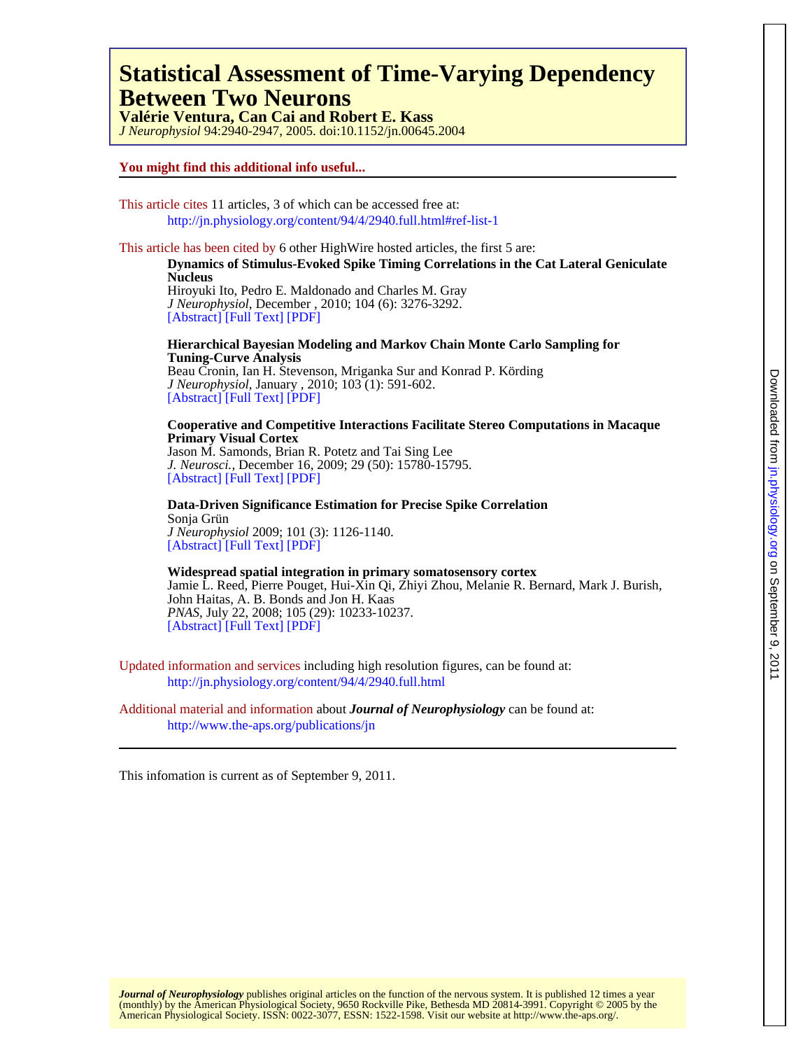# Statistical Assessment of Time-Varying Dependency Between Two Neurons

**Valérie Ventura, Can Cai and Robert E. Kass**

*J Neurophysiol* 94:2940-2947, 2005. doi:10.1152/jn.00645.2004

**You might find this additional info useful...**

This article cites 11 articles, 3 of which can be accessed free at:
http://jn.physiology.org/content/94/4/2940.full.html#ref-list-1

This article has been cited by 6 other HighWire hosted articles, the first 5 are:

**Dynamics of Stimulus-Evoked Spike Timing Correlations in the Cat Lateral Geniculate Nucleus**
Hiroyuki Ito, Pedro E. Maldonado and Charles M. Gray
*J Neurophysiol*, December , 2010; 104 (6): 3276-3292.
[Abstract] [Full Text] [PDF]

**Hierarchical Bayesian Modeling and Markov Chain Monte Carlo Sampling for Tuning-Curve Analysis**
Beau Cronin, Ian H. Stevenson, Mriganka Sur and Konrad P. Körding
*J Neurophysiol*, January , 2010; 103 (1): 591-602.
[Abstract] [Full Text] [PDF]

**Cooperative and Competitive Interactions Facilitate Stereo Computations in Macaque Primary Visual Cortex**
Jason M. Samonds, Brian R. Potetz and Tai Sing Lee
*J. Neurosci.*, December 16, 2009; 29 (50): 15780-15795.
[Abstract] [Full Text] [PDF]

**Data-Driven Significance Estimation for Precise Spike Correlation**
Sonja Grün
*J Neurophysiol* 2009; 101 (3): 1126-1140.
[Abstract] [Full Text] [PDF]

**Widespread spatial integration in primary somatosensory cortex**
Jamie L. Reed, Pierre Pouget, Hui-Xin Qi, Zhiyi Zhou, Melanie R. Bernard, Mark J. Burish, John Haitas, A. B. Bonds and Jon H. Kaas
*PNAS*, July 22, 2008; 105 (29): 10233-10237.
[Abstract] [Full Text] [PDF]

Updated information and services including high resolution figures, can be found at:
http://jn.physiology.org/content/94/4/2940.full.html

Additional material and information about ***Journal of Neurophysiology*** can be found at:
http://www.the-aps.org/publications/jn

This infomation is current as of September 9, 2011.

***Journal of Neurophysiology*** publishes original articles on the function of the nervous system. It is published 12 times a year (monthly) by the American Physiological Society, 9650 Rockville Pike, Bethesda MD 20814-3991. Copyright © 2005 by the American Physiological Society. ISSN: 0022-3077, ESSN: 1522-1598. Visit our website at http://www.the-aps.org/.

Downloaded from jn.physiology.org on September 9, 2011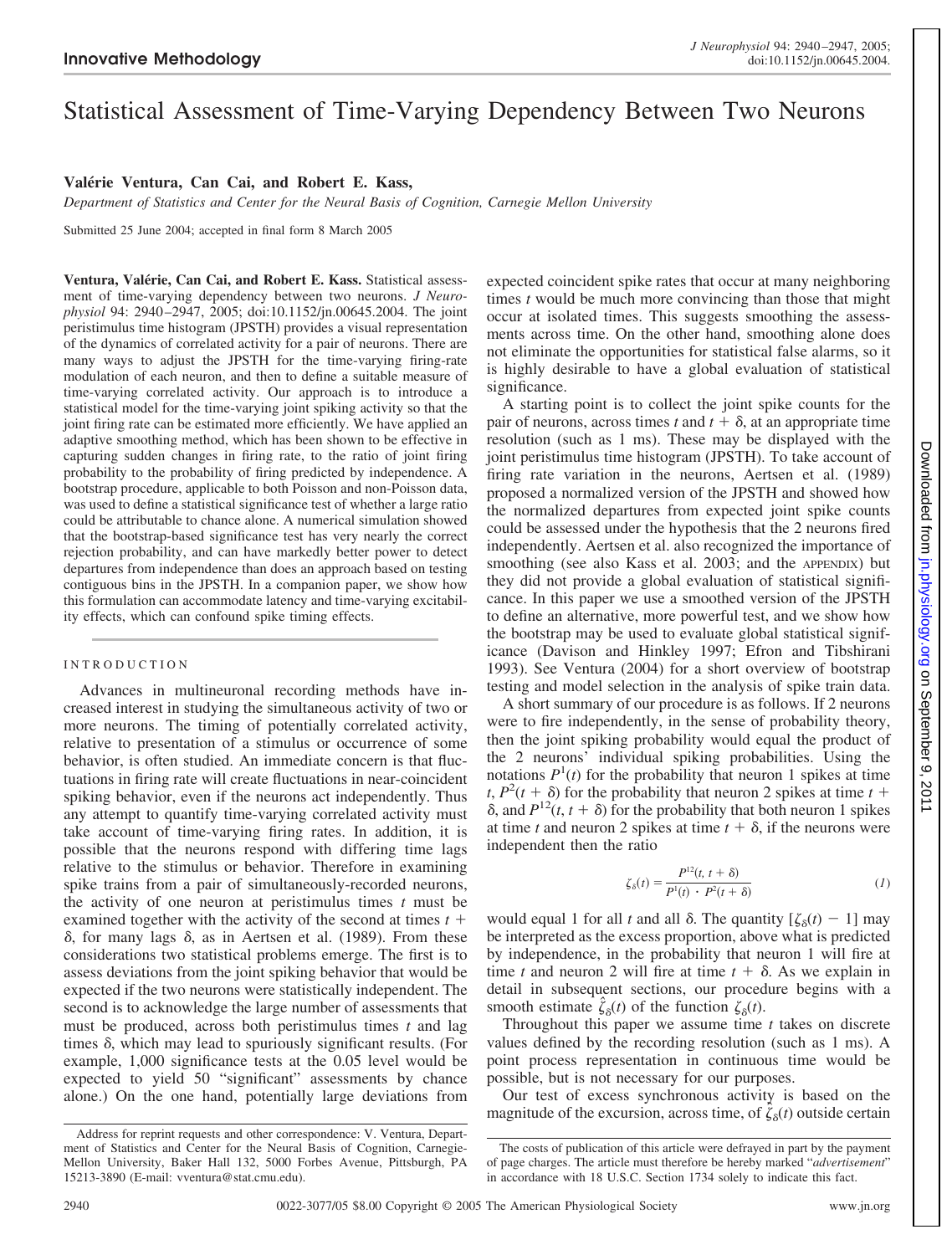# Statistical Assessment of Time-Varying Dependency Between Two Neurons

**Valérie Ventura, Can Cai, and Robert E. Kass,**

*Department of Statistics and Center for the Neural Basis of Cognition, Carnegie Mellon University*

Submitted 25 June 2004; accepted in final form 8 March 2005

**Ventura, Valérie, Can Cai, and Robert E. Kass.** Statistical assessment of time-varying dependency between two neurons. *J Neurophysiol* 94: 2940–2947, 2005; doi:10.1152/jn.00645.2004. The joint peristimulus time histogram (JPSTH) provides a visual representation of the dynamics of correlated activity for a pair of neurons. There are many ways to adjust the JPSTH for the time-varying firing-rate modulation of each neuron, and then to define a suitable measure of time-varying correlated activity. Our approach is to introduce a statistical model for the time-varying joint spiking activity so that the joint firing rate can be estimated more efficiently. We have applied an adaptive smoothing method, which has been shown to be effective in capturing sudden changes in firing rate, to the ratio of joint firing probability to the probability of firing predicted by independence. A bootstrap procedure, applicable to both Poisson and non-Poisson data, was used to define a statistical significance test of whether a large ratio could be attributable to chance alone. A numerical simulation showed that the bootstrap-based significance test has very nearly the correct rejection probability, and can have markedly better power to detect departures from independence than does an approach based on testing contiguous bins in the JPSTH. In a companion paper, we show how this formulation can accommodate latency and time-varying excitability effects, which can confound spike timing effects.

## INTRODUCTION

Advances in multineuronal recording methods have increased interest in studying the simultaneous activity of two or more neurons. The timing of potentially correlated activity, relative to presentation of a stimulus or occurrence of some behavior, is often studied. An immediate concern is that fluctuations in firing rate will create fluctuations in near-coincident spiking behavior, even if the neurons act independently. Thus any attempt to quantify time-varying correlated activity must take account of time-varying firing rates. In addition, it is possible that the neurons respond with differing time lags relative to the stimulus or behavior. Therefore in examining spike trains from a pair of simultaneously-recorded neurons, the activity of one neuron at peristimulus times $t$ must be examined together with the activity of the second at times $t + \delta$, for many lags $\delta$, as in Aertsen et al. (1989). From these considerations two statistical problems emerge. The first is to assess deviations from the joint spiking behavior that would be expected if the two neurons were statistically independent. The second is to acknowledge the large number of assessments that must be produced, across both peristimulus times $t$ and lag times $\delta$, which may lead to spuriously significant results. (For example, 1,000 significance tests at the 0.05 level would be expected to yield 50 "significant" assessments by chance alone.) On the one hand, potentially large deviations from expected coincident spike rates that occur at many neighboring times $t$ would be much more convincing than those that might occur at isolated times. This suggests smoothing the assessments across time. On the other hand, smoothing alone does not eliminate the opportunities for statistical false alarms, so it is highly desirable to have a global evaluation of statistical significance.

A starting point is to collect the joint spike counts for the pair of neurons, across times $t$ and $t + \delta$, at an appropriate time resolution (such as 1 ms). These may be displayed with the joint peristimulus time histogram (JPSTH). To take account of firing rate variation in the neurons, Aertsen et al. (1989) proposed a normalized version of the JPSTH and showed how the normalized departures from expected joint spike counts could be assessed under the hypothesis that the 2 neurons fired independently. Aertsen et al. also recognized the importance of smoothing (see also Kass et al. 2003; and the APPENDIX) but they did not provide a global evaluation of statistical significance. In this paper we use a smoothed version of the JPSTH to define an alternative, more powerful test, and we show how the bootstrap may be used to evaluate global statistical significance (Davison and Hinkley 1997; Efron and Tibshirani 1993). See Ventura (2004) for a short overview of bootstrap testing and model selection in the analysis of spike train data.

A short summary of our procedure is as follows. If 2 neurons were to fire independently, in the sense of probability theory, then the joint spiking probability would equal the product of the 2 neurons' individual spiking probabilities. Using the notations $P^1(t)$ for the probability that neuron 1 spikes at time $t$, $P^2(t + \delta)$ for the probability that neuron 2 spikes at time $t + \delta$, and $P^{12}(t, t + \delta)$ for the probability that both neuron 1 spikes at time $t$ and neuron 2 spikes at time $t + \delta$, if the neurons were independent then the ratio

$$\zeta_\delta(t) = \frac{P^{12}(t, t + \delta)}{P^1(t) \cdot P^2(t + \delta)} \tag{1}$$

would equal 1 for all $t$ and all $\delta$. The quantity $[\zeta_\delta(t) - 1]$ may be interpreted as the excess proportion, above what is predicted by independence, in the probability that neuron 1 will fire at time $t$ and neuron 2 will fire at time $t + \delta$. As we explain in detail in subsequent sections, our procedure begins with a smooth estimate $\hat{\zeta}_\delta(t)$ of the function $\zeta_\delta(t)$.

Throughout this paper we assume time $t$ takes on discrete values defined by the recording resolution (such as 1 ms). A point process representation in continuous time would be possible, but is not necessary for our purposes.

Our test of excess synchronous activity is based on the magnitude of the excursion, across time, of $\hat{\zeta}_\delta(t)$ outside certain

Address for reprint requests and other correspondence: V. Ventura, Department of Statistics and Center for the Neural Basis of Cognition, Carnegie-Mellon University, Baker Hall 132, 5000 Forbes Avenue, Pittsburgh, PA 15213-3890 (E-mail: vventura@stat.cmu.edu).

The costs of publication of this article were defrayed in part by the payment of page charges. The article must therefore be hereby marked "*advertisement*" in accordance with 18 U.S.C. Section 1734 solely to indicate this fact.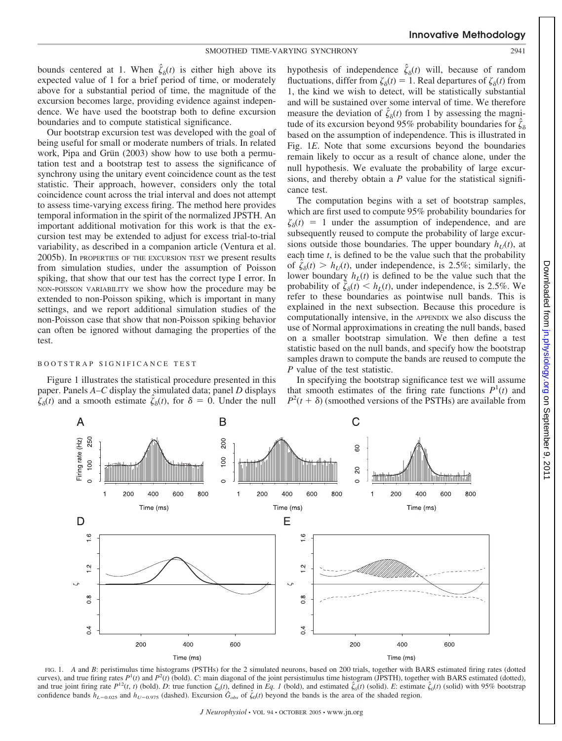bounds centered at 1. When $\hat{\zeta}_\delta(t)$ is either high above its expected value of 1 for a brief period of time, or moderately above for a substantial period of time, the magnitude of the excursion becomes large, providing evidence against independence. We have used the bootstrap both to define excursion boundaries and to compute statistical significance.

Our bootstrap excursion test was developed with the goal of being useful for small or moderate numbers of trials. In related work, Pipa and Grün (2003) show how to use both a permutation test and a bootstrap test to assess the significance of synchrony using the unitary event coincidence count as the test statistic. Their approach, however, considers only the total coincidence count across the trial interval and does not attempt to assess time-varying excess firing. The method here provides temporal information in the spirit of the normalized JPSTH. An important additional motivation for this work is that the excursion test may be extended to adjust for excess trial-to-trial variability, as described in a companion article (Ventura et al. 2005b). In PROPERTIES OF THE EXCURSION TEST we present results from simulation studies, under the assumption of Poisson spiking, that show that our test has the correct type I error. In NON-POISSON VARIABILITY we show how the procedure may be extended to non-Poisson spiking, which is important in many settings, and we report additional simulation studies of the non-Poisson case that show that non-Poisson spiking behavior can often be ignored without damaging the properties of the test.

## BOOTSTRAP SIGNIFICANCE TEST

Figure 1 illustrates the statistical procedure presented in this paper. Panels *A–C* display the simulated data; panel *D* displays $\zeta_\delta(t)$ and a smooth estimate $\hat{\zeta}_\delta(t)$, for $\delta = 0$. Under the null hypothesis of independence $\hat{\zeta}_\delta(t)$ will, because of random fluctuations, differ from $\zeta_\delta(t) = 1$. Real departures of $\zeta_\delta(t)$ from 1, the kind we wish to detect, will be statistically substantial and will be sustained over some interval of time. We therefore measure the deviation of $\hat{\zeta}_\delta(t)$ from 1 by assessing the magnitude of its excursion beyond 95% probability boundaries for $\hat{\zeta}_\delta$ based on the assumption of independence. This is illustrated in Fig. 1*E*. Note that some excursions beyond the boundaries remain likely to occur as a result of chance alone, under the null hypothesis. We evaluate the probability of large excursions, and thereby obtain a *P* value for the statistical significance test.

The computation begins with a set of bootstrap samples, which are first used to compute 95% probability boundaries for $\zeta_\delta(t) = 1$ under the assumption of independence, and are subsequently reused to compute the probability of large excursions outside those boundaries. The upper boundary $h_U(t)$, at each time *t*, is defined to be the value such that the probability of $\hat{\zeta}_\delta(t) > h_U(t)$, under independence, is 2.5%; similarly, the lower boundary $h_L(t)$ is defined to be the value such that the probability of $\hat{\zeta}_\delta(t) < h_L(t)$, under independence, is 2.5%. We refer to these boundaries as pointwise null bands. This is explained in the next subsection. Because this procedure is computationally intensive, in the APPENDIX we also discuss the use of Normal approximations in creating the null bands, based on a smaller bootstrap simulation. We then define a test statistic based on the null bands, and specify how the bootstrap samples drawn to compute the bands are reused to compute the *P* value of the test statistic.

In specifying the bootstrap significance test we will assume that smooth estimates of the firing rate functions $P^1(t)$ and $P^2(t + \delta)$ (smoothed versions of the PSTHs) are available from

A
B
C
Firing rate (Hz)
Time (ms)
D
E
ζ
Time (ms)

FIG. 1. *A* and *B*: peristimulus time histograms (PSTHs) for the 2 simulated neurons, based on 200 trials, together with BARS estimated firing rates (dotted curves), and true firing rates $P^1(t)$ and $P^2(t)$ (bold). *C*: main diagonal of the joint persistimulus time histogram (JPSTH), together with BARS estimated (dotted), and true joint firing rate $P^{12}(t, t)$ (bold). *D*: true function $\zeta_0(t)$, defined in *Eq. 1* (bold), and estimated $\hat{\zeta}_0(t)$ (solid). *E*: estimate $\hat{\zeta}_0(t)$ (solid) with 95% bootstrap confidence bands $h_{L=0.025}$ and $h_{U=0.975}$ (dashed). Excursion $\hat{G}_{obs}$ of $\hat{\zeta}_0(t)$ beyond the bands is the area of the shaded region.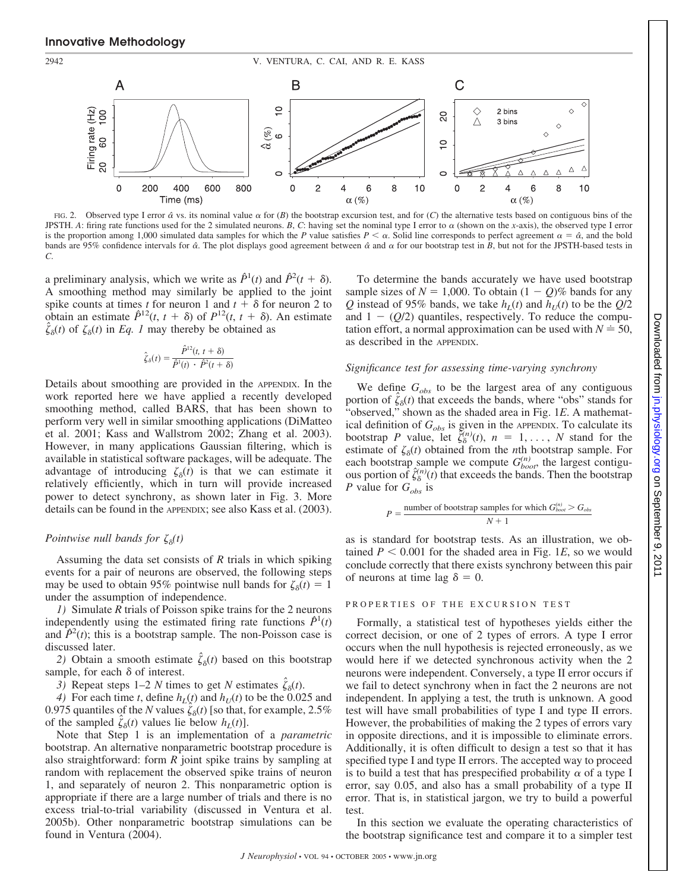A

Firing rate (Hz)

20 60 100

0 200 400 600 800

Time (ms)

B

$\hat{\alpha}$ (%)

0 6 10

0 2 4 6 8 10

$\alpha$ (%)

C

2 bins

3 bins

0 10 20

0 2 4 6 8 10

$\alpha$ (%)

FIG. 2. Observed type I error $\hat{\alpha}$ vs. its nominal value $\alpha$ for (*B*) the bootstrap excursion test, and for (*C*) the alternative tests based on contiguous bins of the JPSTH. *A*: firing rate functions used for the 2 simulated neurons. *B*, *C*: having set the nominal type I error to $\alpha$ (shown on the *x*-axis), the observed type I error is the proportion among 1,000 simulated data samples for which the *P* value satisfies $P < \alpha$. Solid line corresponds to perfect agreement $\alpha = \hat{\alpha}$, and the bold bands are 95% confidence intervals for $\hat{\alpha}$. The plot displays good agreement between $\hat{\alpha}$ and $\alpha$ for our bootstrap test in *B*, but not for the JPSTH-based tests in *C*.

a preliminary analysis, which we write as $\hat{P}^1(t)$ and $\hat{P}^2(t + \delta)$. A smoothing method may similarly be applied to the joint spike counts at times *t* for neuron 1 and $t + \delta$ for neuron 2 to obtain an estimate $\hat{P}^{12}(t, t + \delta)$ of $P^{12}(t, t + \delta)$. An estimate $\hat{\zeta}_\delta(t)$ of $\zeta_\delta(t)$ in *Eq. 1* may thereby be obtained as

$$\hat{\zeta}_\delta(t) = \frac{\hat{P}^{12}(t, t + \delta)}{\hat{P}^1(t) \cdot \hat{P}^2(t + \delta)}$$

Details about smoothing are provided in the APPENDIX. In the work reported here we have applied a recently developed smoothing method, called BARS, that has been shown to perform very well in similar smoothing applications (DiMatteo et al. 2001; Kass and Wallstrom 2002; Zhang et al. 2003). However, in many applications Gaussian filtering, which is available in statistical software packages, will be adequate. The advantage of introducing $\zeta_\delta(t)$ is that we can estimate it relatively efficiently, which in turn will provide increased power to detect synchrony, as shown later in Fig. 3. More details can be found in the APPENDIX; see also Kass et al. (2003).

### *Pointwise null bands for $\zeta_\delta(t)$*

Assuming the data set consists of *R* trials in which spiking events for a pair of neurons are observed, the following steps may be used to obtain 95% pointwise null bands for $\zeta_\delta(t) = 1$ under the assumption of independence.

*1)* Simulate *R* trials of Poisson spike trains for the 2 neurons independently using the estimated firing rate functions $\hat{P}^1(t)$ and $\hat{P}^2(t)$; this is a bootstrap sample. The non-Poisson case is discussed later.

*2)* Obtain a smooth estimate $\hat{\zeta}_\delta(t)$ based on this bootstrap sample, for each $\delta$ of interest.

*3)* Repeat steps 1–2 *N* times to get *N* estimates $\hat{\zeta}_\delta(t)$.

*4)* For each time *t*, define $h_L(t)$ and $h_U(t)$ to be the 0.025 and 0.975 quantiles of the *N* values $\hat{\zeta}_\delta(t)$ [so that, for example, 2.5% of the sampled $\hat{\zeta}_\delta(t)$ values lie below $h_L(t)$].

Note that Step 1 is an implementation of a *parametric* bootstrap. An alternative nonparametric bootstrap procedure is also straightforward: form *R* joint spike trains by sampling at random with replacement the observed spike trains of neuron 1, and separately of neuron 2. This nonparametric option is appropriate if there are a large number of trials and there is no excess trial-to-trial variability (discussed in Ventura et al. 2005b). Other nonparametric bootstrap simulations can be found in Ventura (2004).

To determine the bands accurately we have used bootstrap sample sizes of $N = 1{,}000$. To obtain $(1 - Q)$% bands for any *Q* instead of 95% bands, we take $h_L(t)$ and $h_U(t)$ to be the *Q*/2 and $1 - (Q/2)$ quantiles, respectively. To reduce the computation effort, a normal approximation can be used with $N \doteq 50$, as described in the APPENDIX.

### *Significance test for assessing time-varying synchrony*

We define $G_{obs}$ to be the largest area of any contiguous portion of $\hat{\zeta}_\delta(t)$ that exceeds the bands, where "obs" stands for "observed," shown as the shaded area in Fig. 1*E*. A mathematical definition of $G_{obs}$ is given in the APPENDIX. To calculate its bootstrap *P* value, let $\hat{\zeta}_\delta^{(n)}(t)$, $n = 1, \ldots, N$ stand for the estimate of $\zeta_\delta(t)$ obtained from the *n*th bootstrap sample. For each bootstrap sample we compute $G_{boot}^{(n)}$, the largest contiguous portion of $\hat{\zeta}_\delta^{(n)}(t)$ that exceeds the bands. Then the bootstrap *P* value for $G_{obs}$ is

$$P = \frac{\text{number of bootstrap samples for which } G_{boot}^{(n)} > G_{obs}}{N + 1}$$

as is standard for bootstrap tests. As an illustration, we obtained $P < 0.001$ for the shaded area in Fig. 1*E*, so we would conclude correctly that there exists synchrony between this pair of neurons at time lag $\delta = 0$.

## PROPERTIES OF THE EXCURSION TEST

Formally, a statistical test of hypotheses yields either the correct decision, or one of 2 types of errors. A type I error occurs when the null hypothesis is rejected erroneously, as we would here if we detected synchronous activity when the 2 neurons were independent. Conversely, a type II error occurs if we fail to detect synchrony when in fact the 2 neurons are not independent. In applying a test, the truth is unknown. A good test will have small probabilities of type I and type II errors. However, the probabilities of making the 2 types of errors vary in opposite directions, and it is impossible to eliminate errors. Additionally, it is often difficult to design a test so that it has specified type I and type II errors. The accepted way to proceed is to build a test that has prespecified probability $\alpha$ of a type I error, say 0.05, and also has a small probability of a type II error. That is, in statistical jargon, we try to build a powerful test.

In this section we evaluate the operating characteristics of the bootstrap significance test and compare it to a simpler test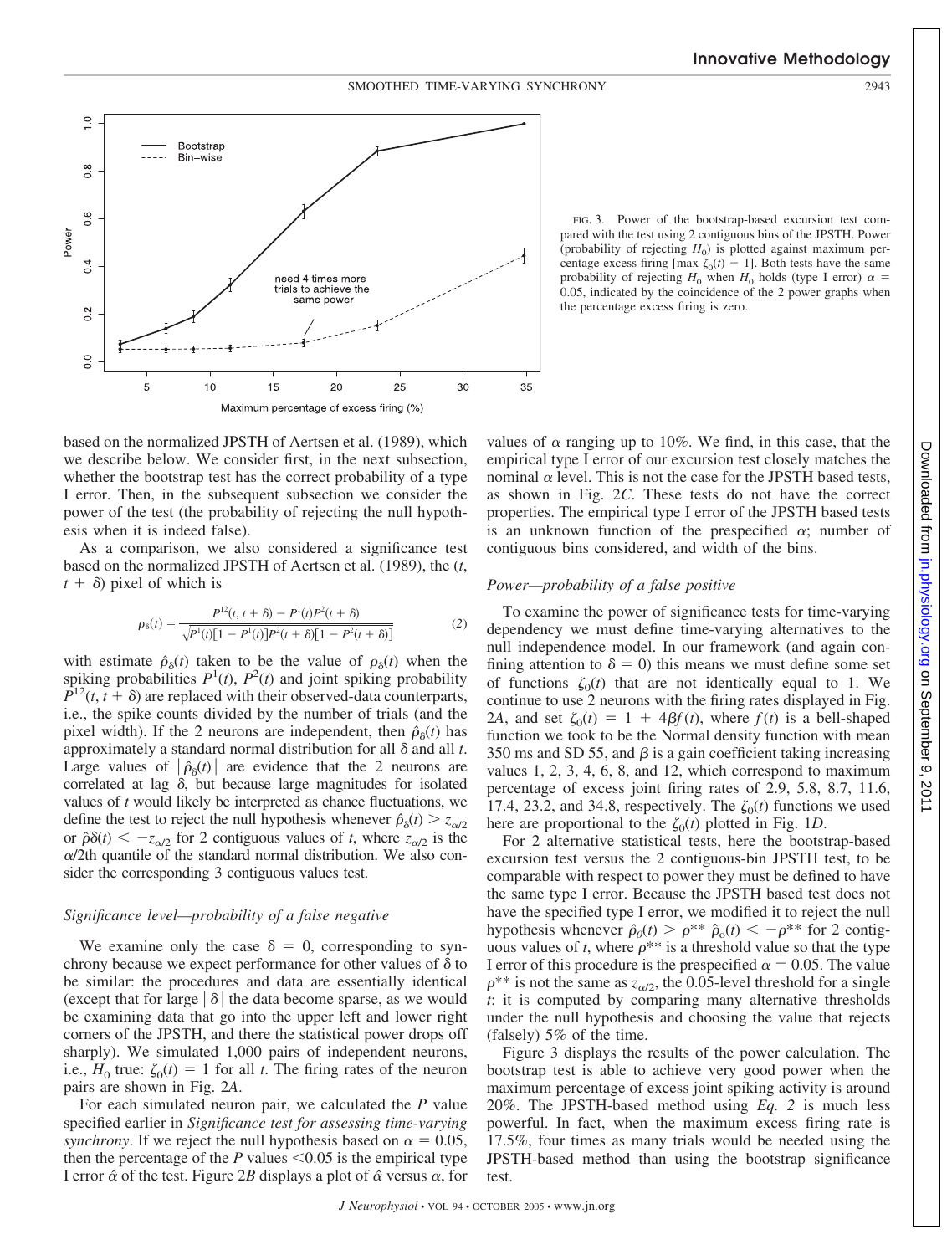Bootstrap
Bin-wise

need 4 times more trials to achieve the same power

Power

Maximum percentage of excess firing (%)

0.0
0.2
0.4
0.6
0.8
1.0

5
10
15
20
25
30
35

FIG. 3. Power of the bootstrap-based excursion test compared with the test using 2 contiguous bins of the JPSTH. Power (probability of rejecting $H_0$) is plotted against maximum percentage excess firing [max $\zeta_0(t) - 1$]. Both tests have the same probability of rejecting $H_0$ when $H_0$ holds (type I error) $\alpha = 0.05$, indicated by the coincidence of the 2 power graphs when the percentage excess firing is zero.

based on the normalized JPSTH of Aertsen et al. (1989), which we describe below. We consider first, in the next subsection, whether the bootstrap test has the correct probability of a type I error. Then, in the subsequent subsection we consider the power of the test (the probability of rejecting the null hypothesis when it is indeed false).

As a comparison, we also considered a significance test based on the normalized JPSTH of Aertsen et al. (1989), the $(t, t + \delta)$ pixel of which is

$$\rho_\delta(t) = \frac{P^{12}(t, t + \delta) - P^1(t)P^2(t + \delta)}{\sqrt{P^1(t)[1 - P^1(t)]P^2(t + \delta)[1 - P^2(t + \delta)]}} \qquad (2)$$

with estimate $\hat{\rho}_\delta(t)$ taken to be the value of $\rho_\delta(t)$ when the spiking probabilities $P^1(t)$, $P^2(t)$ and joint spiking probability $P^{12}(t, t + \delta)$ are replaced with their observed-data counterparts, i.e., the spike counts divided by the number of trials (and the pixel width). If the 2 neurons are independent, then $\hat{\rho}_\delta(t)$ has approximately a standard normal distribution for all $\delta$ and all $t$. Large values of $|\hat{\rho}_\delta(t)|$ are evidence that the 2 neurons are correlated at lag $\delta$, but because large magnitudes for isolated values of $t$ would likely be interpreted as chance fluctuations, we define the test to reject the null hypothesis whenever $\hat{\rho}_\delta(t) > z_{\alpha/2}$ or $\hat{\rho}\delta(t) < -z_{\alpha/2}$ for 2 contiguous values of $t$, where $z_{\alpha/2}$ is the $\alpha/2$th quantile of the standard normal distribution. We also consider the corresponding 3 contiguous values test.

### *Significance level—probability of a false negative*

We examine only the case $\delta = 0$, corresponding to synchrony because we expect performance for other values of $\delta$ to be similar: the procedures and data are essentially identical (except that for large $|\delta|$ the data become sparse, as we would be examining data that go into the upper left and lower right corners of the JPSTH, and there the statistical power drops off sharply). We simulated 1,000 pairs of independent neurons, i.e., $H_0$ true: $\zeta_0(t) = 1$ for all $t$. The firing rates of the neuron pairs are shown in Fig. 2*A*.

For each simulated neuron pair, we calculated the *P* value specified earlier in *Significance test for assessing time-varying synchrony*. If we reject the null hypothesis based on $\alpha = 0.05$, then the percentage of the *P* values $<0.05$ is the empirical type I error $\hat{\alpha}$ of the test. Figure 2*B* displays a plot of $\hat{\alpha}$ versus $\alpha$, for values of $\alpha$ ranging up to 10%. We find, in this case, that the empirical type I error of our excursion test closely matches the nominal $\alpha$ level. This is not the case for the JPSTH based tests, as shown in Fig. 2*C*. These tests do not have the correct properties. The empirical type I error of the JPSTH based tests is an unknown function of the prespecified $\alpha$; number of contiguous bins considered, and width of the bins.

### *Power—probability of a false positive*

To examine the power of significance tests for time-varying dependency we must define time-varying alternatives to the null independence model. In our framework (and again confining attention to $\delta = 0$) this means we must define some set of functions $\zeta_0(t)$ that are not identically equal to 1. We continue to use 2 neurons with the firing rates displayed in Fig. 2*A*, and set $\zeta_0(t) = 1 + 4\beta f(t)$, where $f(t)$ is a bell-shaped function we took to be the Normal density function with mean 350 ms and SD 55, and $\beta$ is a gain coefficient taking increasing values 1, 2, 3, 4, 6, 8, and 12, which correspond to maximum percentage of excess joint firing rates of 2.9, 5.8, 8.7, 11.6, 17.4, 23.2, and 34.8, respectively. The $\zeta_0(t)$ functions we used here are proportional to the $\zeta_0(t)$ plotted in Fig. 1*D*.

For 2 alternative statistical tests, here the bootstrap-based excursion test versus the 2 contiguous-bin JPSTH test, to be comparable with respect to power they must be defined to have the same type I error. Because the JPSTH based test does not have the specified type I error, we modified it to reject the null hypothesis whenever $\hat{\rho}_0(t) > \rho^{**}$ $\hat{\rho}_o(t) < -\rho^{**}$ for 2 contiguous values of $t$, where $\rho^{**}$ is a threshold value so that the type I error of this procedure is the prespecified $\alpha = 0.05$. The value $\rho^{**}$ is not the same as $z_{\alpha/2}$, the 0.05-level threshold for a single $t$: it is computed by comparing many alternative thresholds under the null hypothesis and choosing the value that rejects (falsely) 5% of the time.

Figure 3 displays the results of the power calculation. The bootstrap test is able to achieve very good power when the maximum percentage of excess joint spiking activity is around 20%. The JPSTH-based method using *Eq. 2* is much less powerful. In fact, when the maximum excess firing rate is 17.5%, four times as many trials would be needed using the JPSTH-based method than using the bootstrap significance test.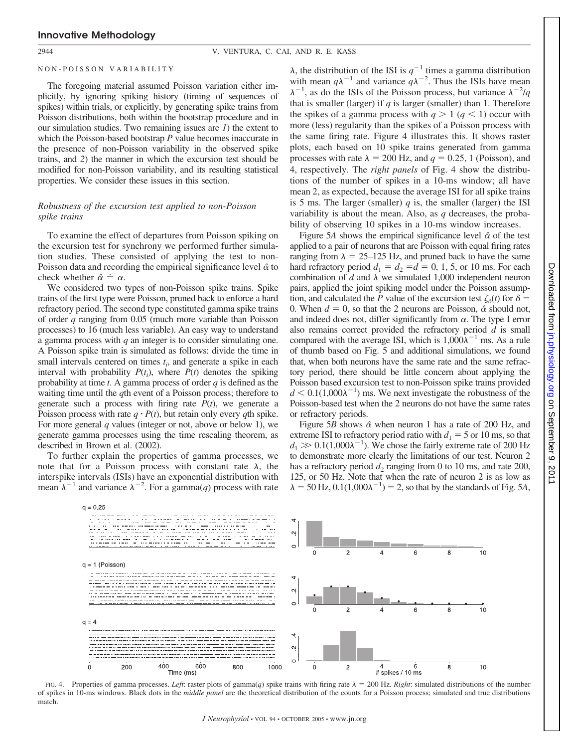## NON-POISSON VARIABILITY

The foregoing material assumed Poisson variation either implicitly, by ignoring spiking history (timing of sequences of spikes) within trials, or explicitly, by generating spike trains from Poisson distributions, both within the bootstrap procedure and in our simulation studies. Two remaining issues are *1*) the extent to which the Poisson-based bootstrap *P* value becomes inaccurate in the presence of non-Poisson variability in the observed spike trains, and *2*) the manner in which the excursion test should be modified for non-Poisson variability, and its resulting statistical properties. We consider these issues in this section.

### *Robustness of the excursion test applied to non-Poisson spike trains*

To examine the effect of departures from Poisson spiking on the excursion test for synchrony we performed further simulation studies. These consisted of applying the test to non-Poisson data and recording the empirical significance level $\hat{\alpha}$ to check whether $\hat{\alpha} \doteq \alpha$.

We considered two types of non-Poisson spike trains. Spike trains of the first type were Poisson, pruned back to enforce a hard refractory period. The second type constituted gamma spike trains of order $q$ ranging from 0.05 (much more variable than Poisson processes) to 16 (much less variable). An easy way to understand a gamma process with $q$ an integer is to consider simulating one. A Poisson spike train is simulated as follows: divide the time in small intervals centered on times $t_i$, and generate a spike in each interval with probability $P(t_i)$, where $P(t)$ denotes the spiking probability at time $t$. A gamma process of order $q$ is defined as the waiting time until the $q$th event of a Poisson process; therefore to generate such a process with firing rate $P(t)$, we generate a Poisson process with rate $q \cdot P(t)$, but retain only every $q$th spike. For more general $q$ values (integer or not, above or below 1), we generate gamma processes using the time rescaling theorem, as described in Brown et al. (2002).

To further explain the properties of gamma processes, we note that for a Poisson process with constant rate $\lambda$, the interspike intervals (ISIs) have an exponential distribution with mean $\lambda^{-1}$ and variance $\lambda^{-2}$. For a gamma($q$) process with rate $\lambda$, the distribution of the ISI is $q^{-1}$ times a gamma distribution with mean $q\lambda^{-1}$ and variance $q\lambda^{-2}$. Thus the ISIs have mean $\lambda^{-1}$, as do the ISIs of the Poisson process, but variance $\lambda^{-2}/q$ that is smaller (larger) if $q$ is larger (smaller) than 1. Therefore the spikes of a gamma process with $q > 1$ ($q < 1$) occur with more (less) regularity than the spikes of a Poisson process with the same firing rate. Figure 4 illustrates this. It shows raster plots, each based on 10 spike trains generated from gamma processes with rate $\lambda = 200$ Hz, and $q = 0.25$, 1 (Poisson), and 4, respectively. The *right panels* of Fig. 4 show the distributions of the number of spikes in a 10-ms window; all have mean 2, as expected, because the average ISI for all spike trains is 5 ms. The larger (smaller) $q$ is, the smaller (larger) the ISI variability is about the mean. Also, as $q$ decreases, the probability of observing 10 spikes in a 10-ms window increases.

Figure 5*A* shows the empirical significance level $\hat{\alpha}$ of the test applied to a pair of neurons that are Poisson with equal firing rates ranging from $\lambda = 25$–125 Hz, and pruned back to have the same hard refractory period $d_1 = d_2 = d = 0$, 1, 5, or 10 ms. For each combination of $d$ and $\lambda$ we simulated 1,000 independent neuron pairs, applied the joint spiking model under the Poisson assumption, and calculated the *P* value of the excursion test $\zeta_\delta(t)$ for $\delta = 0$. When $d = 0$, so that the 2 neurons are Poisson, $\hat{\alpha}$ should not, and indeed does not, differ significantly from $\alpha$. The type I error also remains correct provided the refractory period $d$ is small compared with the average ISI, which is $1{,}000\lambda^{-1}$ ms. As a rule of thumb based on Fig. 5 and additional simulations, we found that, when both neurons have the same rate and the same refractory period, there should be little concern about applying the Poisson based excursion test to non-Poisson spike trains provided $d < 0.1(1{,}000\lambda^{-1})$ ms. We next investigate the robustness of the Poisson-based test when the 2 neurons do not have the same rates or refractory periods.

Figure 5*B* shows $\hat{\alpha}$ when neuron 1 has a rate of 200 Hz, and extreme ISI to refractory period ratio with $d_1 = 5$ or 10 ms, so that $d_1 \gg 0.1(1{,}000\lambda^{-1})$. We chose the fairly extreme rate of 200 Hz to demonstrate more clearly the limitations of our test. Neuron 2 has a refractory period $d_2$ ranging from 0 to 10 ms, and rate 200, 125, or 50 Hz. Note that when the rate of neuron 2 is as low as $\lambda = 50$ Hz, $0.1(1{,}000\lambda^{-1}) = 2$, so that by the standards of Fig. 5*A*,

q = 0.25
q = 1 (Poisson)
q = 4
0 200 400 600 800 1000
Time (ms)
0 2 4 6 8 10
# spikes / 10 ms
0 .2 .4

FIG. 4. Properties of gamma processes. *Left*: raster plots of gamma($q$) spike trains with firing rate $\lambda = 200$ Hz. *Right*: simulated distributions of the number of spikes in 10-ms windows. Black dots in the *middle panel* are the theoretical distribution of the counts for a Poisson process; simulated and true distributions match.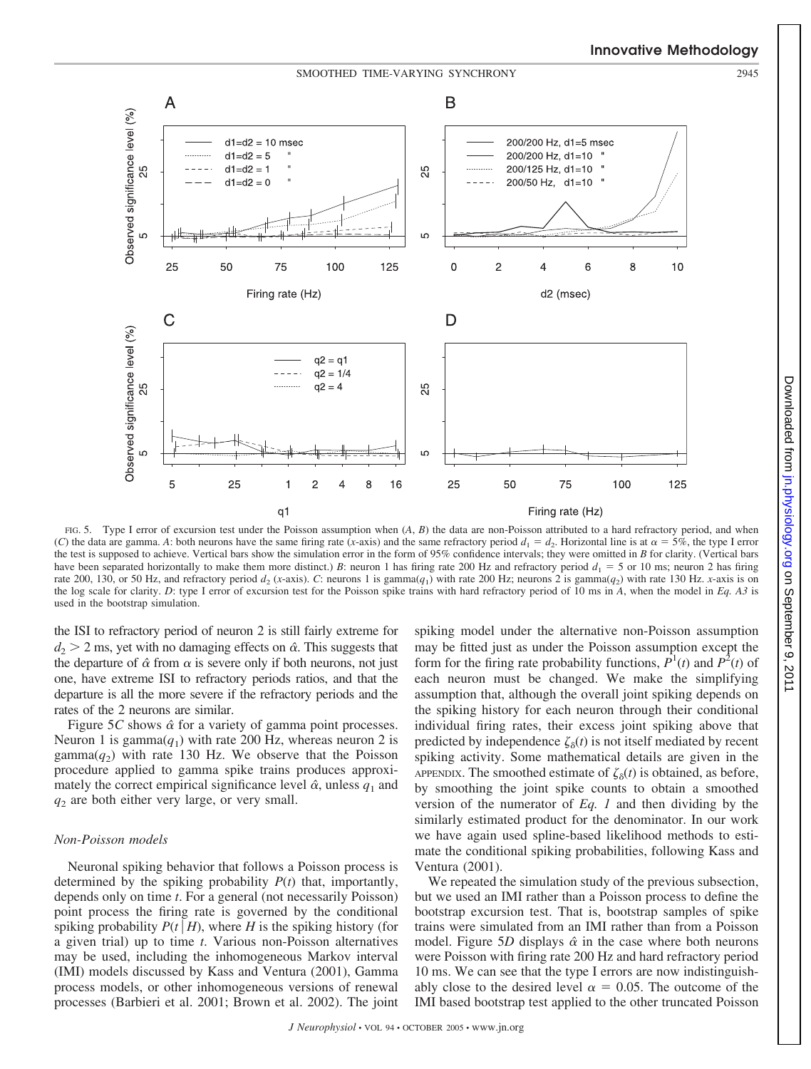A

Observed significance level (%)

d1=d2 = 10 msec
d1=d2 = 5 "
d1=d2 = 1 "
d1=d2 = 0 "

25
5

25 50 75 100 125

Firing rate (Hz)

B

200/200 Hz, d1=5 msec
200/200 Hz, d1=10 "
200/125 Hz, d1=10 "
200/50 Hz, d1=10 "

25
5

0 2 4 6 8 10

d2 (msec)

C

Observed significance level (%)

q2 = q1
q2 = 1/4
q2 = 4

25
5

5 25 1 2 4 8 16

q1

D

25
5

25 50 75 100 125

Firing rate (Hz)

FIG. 5. Type I error of excursion test under the Poisson assumption when (*A*, *B*) the data are non-Poisson attributed to a hard refractory period, and when (*C*) the data are gamma. *A*: both neurons have the same firing rate (*x*-axis) and the same refractory period $d_1 = d_2$. Horizontal line is at $\alpha = 5\%$, the type I error the test is supposed to achieve. Vertical bars show the simulation error in the form of 95% confidence intervals; they were omitted in *B* for clarity. (Vertical bars have been separated horizontally to make them more distinct.) *B*: neuron 1 has firing rate 200 Hz and refractory period $d_1 = 5$ or 10 ms; neuron 2 has firing rate 200, 130, or 50 Hz, and refractory period $d_2$ (*x*-axis). *C*: neurons 1 is gamma($q_1$) with rate 200 Hz; neurons 2 is gamma($q_2$) with rate 130 Hz. *x*-axis is on the log scale for clarity. *D*: type I error of excursion test for the Poisson spike trains with hard refractory period of 10 ms in *A*, when the model in *Eq. A3* is used in the bootstrap simulation.

the ISI to refractory period of neuron 2 is still fairly extreme for $d_2 > 2$ ms, yet with no damaging effects on $\hat{\alpha}$. This suggests that the departure of $\hat{\alpha}$ from $\alpha$ is severe only if both neurons, not just one, have extreme ISI to refractory periods ratios, and that the departure is all the more severe if the refractory periods and the rates of the 2 neurons are similar.

Figure 5*C* shows $\hat{\alpha}$ for a variety of gamma point processes. Neuron 1 is gamma($q_1$) with rate 200 Hz, whereas neuron 2 is gamma($q_2$) with rate 130 Hz. We observe that the Poisson procedure applied to gamma spike trains produces approximately the correct empirical significance level $\hat{\alpha}$, unless $q_1$ and $q_2$ are both either very large, or very small.

### *Non-Poisson models*

Neuronal spiking behavior that follows a Poisson process is determined by the spiking probability $P(t)$ that, importantly, depends only on time $t$. For a general (not necessarily Poisson) point process the firing rate is governed by the conditional spiking probability $P(t \mid H)$, where $H$ is the spiking history (for a given trial) up to time $t$. Various non-Poisson alternatives may be used, including the inhomogeneous Markov interval (IMI) models discussed by Kass and Ventura (2001), Gamma process models, or other inhomogeneous versions of renewal processes (Barbieri et al. 2001; Brown et al. 2002). The joint spiking model under the alternative non-Poisson assumption may be fitted just as under the Poisson assumption except the form for the firing rate probability functions, $P^1(t)$ and $P^2(t)$ of each neuron must be changed. We make the simplifying assumption that, although the overall joint spiking depends on the spiking history for each neuron through their conditional individual firing rates, their excess joint spiking above that predicted by independence $\zeta_\delta(t)$ is not itself mediated by recent spiking activity. Some mathematical details are given in the APPENDIX. The smoothed estimate of $\zeta_\delta(t)$ is obtained, as before, by smoothing the joint spike counts to obtain a smoothed version of the numerator of *Eq. 1* and then dividing by the similarly estimated product for the denominator. In our work we have again used spline-based likelihood methods to estimate the conditional spiking probabilities, following Kass and Ventura (2001).

We repeated the simulation study of the previous subsection, but we used an IMI rather than a Poisson process to define the bootstrap excursion test. That is, bootstrap samples of spike trains were simulated from an IMI rather than from a Poisson model. Figure 5*D* displays $\hat{\alpha}$ in the case where both neurons were Poisson with firing rate 200 Hz and hard refractory period 10 ms. We can see that the type I errors are now indistinguishably close to the desired level $\alpha = 0.05$. The outcome of the IMI based bootstrap test applied to the other truncated Poisson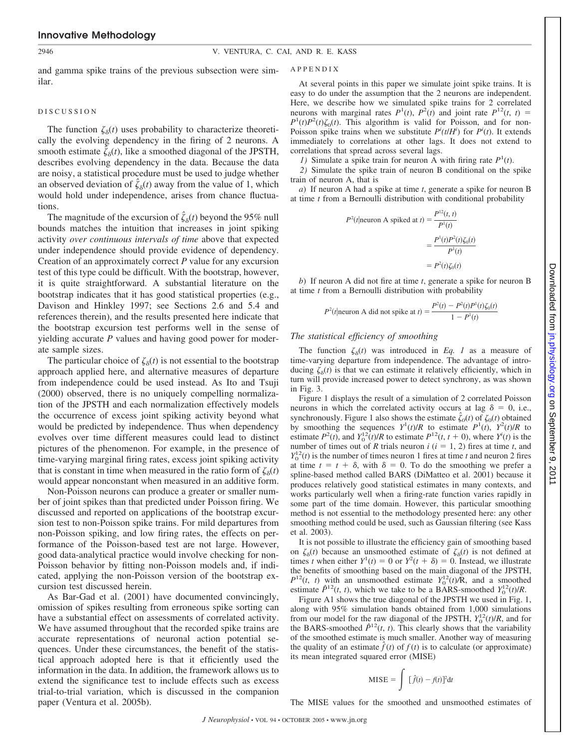and gamma spike trains of the previous subsection were similar.

## DISCUSSION

The function $\zeta_\delta(t)$ uses probability to characterize theoretically the evolving dependency in the firing of 2 neurons. A smooth estimate $\hat{\zeta}_\delta(t)$, like a smoothed diagonal of the JPSTH, describes evolving dependency in the data. Because the data are noisy, a statistical procedure must be used to judge whether an observed deviation of $\hat{\zeta}_\delta(t)$ away from the value of 1, which would hold under independence, arises from chance fluctuations.

The magnitude of the excursion of $\hat{\zeta}_\delta(t)$ beyond the 95% null bounds matches the intuition that increases in joint spiking activity *over continuous intervals of time* above that expected under independence should provide evidence of dependency. Creation of an approximately correct *P* value for any excursion test of this type could be difficult. With the bootstrap, however, it is quite straightforward. A substantial literature on the bootstrap indicates that it has good statistical properties (e.g., Davison and Hinkley 1997; see Sections 2.6 and 5.4 and references therein), and the results presented here indicate that the bootstrap excursion test performs well in the sense of yielding accurate *P* values and having good power for moderate sample sizes.

The particular choice of $\zeta_\delta(t)$ is not essential to the bootstrap approach applied here, and alternative measures of departure from independence could be used instead. As Ito and Tsuji (2000) observed, there is no uniquely compelling normalization of the JPSTH and each normalization effectively models the occurrence of excess joint spiking activity beyond what would be predicted by independence. Thus when dependency evolves over time different measures could lead to distinct pictures of the phenomenon. For example, in the presence of time-varying marginal firing rates, excess joint spiking activity that is constant in time when measured in the ratio form of $\zeta_\delta(t)$ would appear nonconstant when measured in an additive form.

Non-Poisson neurons can produce a greater or smaller number of joint spikes than that predicted under Poisson firing. We discussed and reported on applications of the bootstrap excursion test to non-Poisson spike trains. For mild departures from non-Poisson spiking, and low firing rates, the effects on performance of the Poisson-based test are not large. However, good data-analytical practice would involve checking for non-Poisson behavior by fitting non-Poisson models and, if indicated, applying the non-Poisson version of the bootstrap excursion test discussed herein.

As Bar-Gad et al. (2001) have documented convincingly, omission of spikes resulting from erroneous spike sorting can have a substantial effect on assessments of correlated activity. We have assumed throughout that the recorded spike trains are accurate representations of neuronal action potential sequences. Under these circumstances, the benefit of the statistical approach adopted here is that it efficiently used the information in the data. In addition, the framework allows us to extend the significance test to include effects such as excess trial-to-trial variation, which is discussed in the companion paper (Ventura et al. 2005b).

## APPENDIX

At several points in this paper we simulate joint spike trains. It is easy to do under the assumption that the 2 neurons are independent. Here, we describe how we simulated spike trains for 2 correlated neurons with marginal rates $P^1(t)$, $P^2(t)$ and joint rate $P^{12}(t, t) = P^1(t)P^2(t)\zeta_0(t)$. This algorithm is valid for Poisson, and for non-Poisson spike trains when we substitute $P^i(t|H^i)$ for $P^i(t)$. It extends immediately to correlations at other lags. It does not extend to correlations that spread across several lags.

*1)* Simulate a spike train for neuron A with firing rate $P^1(t)$.

*2)* Simulate the spike train of neuron B conditional on the spike train of neuron A, that is

*a)* If neuron A had a spike at time *t*, generate a spike for neuron B at time *t* from a Bernoulli distribution with conditional probability

$$
\begin{aligned}
P^2(t|\text{neuron A spiked at } t) &= \frac{P^{12}(t, t)}{P^1(t)} \\
&= \frac{P^1(t)P^2(t)\zeta_0(t)}{P^1(t)} \\
&= P^2(t)\zeta_0(t)
\end{aligned}
$$

*b)* If neuron A did not fire at time *t*, generate a spike for neuron B at time *t* from a Bernoulli distribution with probability

$$
P^2(t|\text{neuron A did not spike at } t) = \frac{P^2(t) - P^2(t)P^1(t)\zeta_0(t)}{1 - P^1(t)}
$$

### *The statistical efficiency of smoothing*

The function $\zeta_\delta(t)$ was introduced in *Eq. 1* as a measure of time-varying departure from independence. The advantage of introducing $\zeta_\delta(t)$ is that we can estimate it relatively efficiently, which in turn will provide increased power to detect synchrony, as was shown in Fig. 3.

Figure 1 displays the result of a simulation of 2 correlated Poisson neurons in which the correlated activity occurs at lag $\delta = 0$, i.e., synchronously. Figure 1 also shows the estimate $\hat{\zeta}_O(t)$ of $\zeta_0(t)$ obtained by smoothing the sequences $Y^1(t)/R$ to estimate $P^1(t)$, $Y^2(t)/R$ to estimate $P^2(t)$, and $Y_0^{12}(t)/R$ to estimate $P^{12}(t, t + 0)$, where $Y^i(t)$ is the number of times out of *R* trials neuron $i$ ($i = 1, 2$) fires at time *t*, and $Y_0^{12}(t)$ is the number of times neuron 1 fires at time *t* and neuron 2 fires at time $t = t + \delta$, with $\delta = 0$. To do the smoothing we prefer a spline-based method called BARS (DiMatteo et al. 2001) because it produces relatively good statistical estimates in many contexts, and works particularly well when a firing-rate function varies rapidly in some part of the time domain. However, this particular smoothing method is not essential to the methodology presented here: any other smoothing method could be used, such as Gaussian filtering (see Kass et al. 2003).

It is not possible to illustrate the efficiency gain of smoothing based on $\zeta_\delta(t)$ because an unsmoothed estimate of $\zeta_\delta(t)$ is not defined at times *t* when either $Y^1(t) = 0$ or $Y^2(t + \delta) = 0$. Instead, we illustrate the benefits of smoothing based on the main diagonal of the JPSTH, $P^{12}(t, t)$ with an unsmoothed estimate $Y_0^{12}(t)/R$, and a smoothed estimate $\hat{P}^{12}(t, t)$, which we take to be a BARS-smoothed $Y_0^{12}(t)/R$.

Figure A1 shows the true diagonal of the JPSTH we used in Fig. 1, along with 95% simulation bands obtained from 1,000 simulations from our model for the raw diagonal of the JPSTH, $Y_0^{12}(t)/R$, and for the BARS-smoothed $\hat{P}^{12}(t, t)$. This clearly shows that the variability of the smoothed estimate is much smaller. Another way of measuring the quality of an estimate $\hat{f}(t)$ of $f(t)$ is to calculate (or approximate) its mean integrated squared error (MISE)

$$
\text{MISE} = \int [\hat{f}(t) - f(t)]^2 \text{d}t
$$

The MISE values for the smoothed and unsmoothed estimates of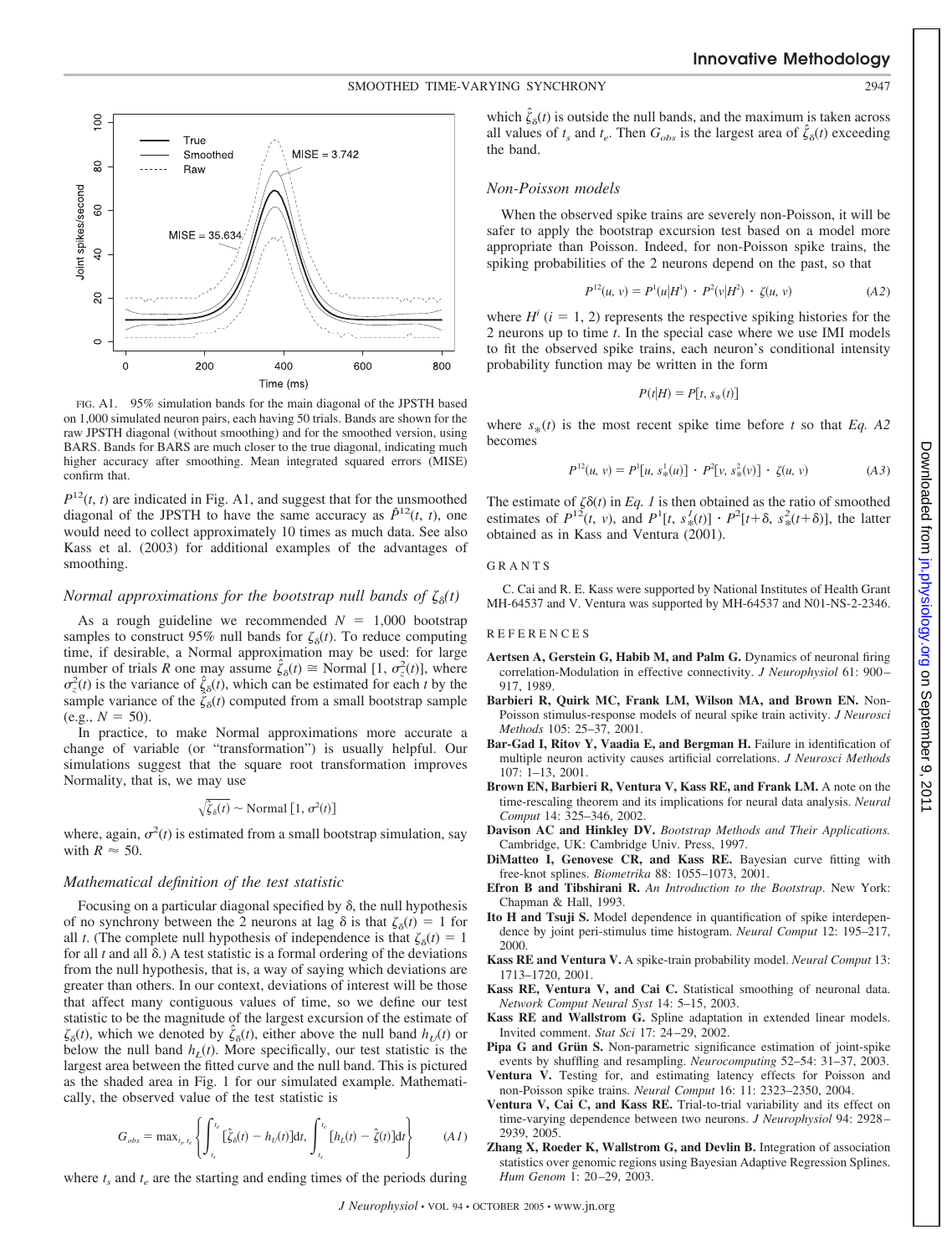True

Smoothed

Raw

MISE = 3.742

MISE = 35.634

Joint spikes/second

Time (ms)

0 20 40 60 80 100

0 200 400 600 800

FIG. A1. 95% simulation bands for the main diagonal of the JPSTH based on 1,000 simulated neuron pairs, each having 50 trials. Bands are shown for the raw JPSTH diagonal (without smoothing) and for the smoothed version, using BARS. Bands for BARS are much closer to the true diagonal, indicating much higher accuracy after smoothing. Mean integrated squared errors (MISE) confirm that.

$P^{12}(t, t)$ are indicated in Fig. A1, and suggest that for the unsmoothed diagonal of the JPSTH to have the same accuracy as $\hat{P}^{12}(t, t)$, one would need to collect approximately 10 times as much data. See also Kass et al. (2003) for additional examples of the advantages of smoothing.

### *Normal approximations for the bootstrap null bands of $\zeta_\delta(t)$*

As a rough guideline we recommended $N = 1{,}000$ bootstrap samples to construct 95% null bands for $\zeta_\delta(t)$. To reduce computing time, if desirable, a Normal approximation may be used: for large number of trials $R$ one may assume $\hat{\zeta}_\delta(t) \cong \text{Normal}\,[1, \sigma_{\zeta}^2(t)]$, where $\sigma_{\zeta}^2(t)$ is the variance of $\hat{\zeta}_\delta(t)$, which can be estimated for each $t$ by the sample variance of the $\hat{\zeta}_\delta(t)$ computed from a small bootstrap sample (e.g., $N = 50$).

In practice, to make Normal approximations more accurate a change of variable (or "transformation") is usually helpful. Our simulations suggest that the square root transformation improves Normality, that is, we may use

$$\sqrt{\hat{\zeta}_\delta(t)} \sim \text{Normal}\,[1, \sigma^2(t)]$$

where, again, $\sigma^2(t)$ is estimated from a small bootstrap simulation, say with $R \approx 50$.

### *Mathematical definition of the test statistic*

Focusing on a particular diagonal specified by δ, the null hypothesis of no synchrony between the 2 neurons at lag δ is that $\zeta_\delta(t) = 1$ for all $t$. (The complete null hypothesis of independence is that $\zeta_\delta(t) = 1$ for all $t$ and all δ.) A test statistic is a formal ordering of the deviations from the null hypothesis, that is, a way of saying which deviations are greater than others. In our context, deviations of interest will be those that affect many contiguous values of time, so we define our test statistic to be the magnitude of the largest excursion of the estimate of $\zeta_\delta(t)$, which we denoted by $\hat{\zeta}_\delta(t)$, either above the null band $h_U(t)$ or below the null band $h_L(t)$. More specifically, our test statistic is the largest area between the fitted curve and the null band. This is pictured as the shaded area in Fig. 1 for our simulated example. Mathematically, the observed value of the test statistic is

$$G_{obs} = \max_{t_s, t_e} \left\{ \int_{t_s}^{t_e} [\hat{\zeta}_\delta(t) - h_U(t)]\mathrm{d}t, \int_{t_s}^{t_e} [h_L(t) - \hat{\zeta}(t)]\mathrm{d}t \right\} \qquad (A1)$$

where $t_s$ and $t_e$ are the starting and ending times of the periods during which $\hat{\zeta}_\delta(t)$ is outside the null bands, and the maximum is taken across all values of $t_s$ and $t_e$. Then $G_{obs}$ is the largest area of $\hat{\zeta}_\delta(t)$ exceeding the band.

### *Non-Poisson models*

When the observed spike trains are severely non-Poisson, it will be safer to apply the bootstrap excursion test based on a model more appropriate than Poisson. Indeed, for non-Poisson spike trains, the spiking probabilities of the 2 neurons depend on the past, so that

$$P^{12}(u, v) = P^1(u|H^1) \cdot P^2(v|H^2) \cdot \zeta(u, v) \qquad (A2)$$

where $H^i$ ($i = 1, 2$) represents the respective spiking histories for the 2 neurons up to time $t$. In the special case where we use IMI models to fit the observed spike trains, each neuron's conditional intensity probability function may be written in the form

$$P(t|H) = P[t, s_*(t)]$$

where $s_*(t)$ is the most recent spike time before $t$ so that *Eq. A2* becomes

$$P^{12}(u, v) = P^1[u, s_*^1(u)] \cdot P^2[v, s_*^2(v)] \cdot \zeta(u, v) \qquad (A3)$$

The estimate of $\zeta\delta(t)$ in *Eq. 1* is then obtained as the ratio of smoothed estimates of $P^{12}(t, v)$, and $P^1[t, s_*^1(t)] \cdot P^2[t+\delta, s_*^2(t+\delta)]$, the latter obtained as in Kass and Ventura (2001).

## GRANTS

C. Cai and R. E. Kass were supported by National Institutes of Health Grant MH-64537 and V. Ventura was supported by MH-64537 and N01-NS-2-2346.

## REFERENCES

**Aertsen A, Gerstein G, Habib M, and Palm G.** Dynamics of neuronal firing correlation-Modulation in effective connectivity. *J Neurophysiol* 61: 900–917, 1989.

**Barbieri R, Quirk MC, Frank LM, Wilson MA, and Brown EN.** Non-Poisson stimulus-response models of neural spike train activity. *J Neurosci Methods* 105: 25–37, 2001.

**Bar-Gad I, Ritov Y, Vaadia E, and Bergman H.** Failure in identification of multiple neuron activity causes artificial correlations. *J Neurosci Methods* 107: 1–13, 2001.

**Brown EN, Barbieri R, Ventura V, Kass RE, and Frank LM.** A note on the time-rescaling theorem and its implications for neural data analysis. *Neural Comput* 14: 325–346, 2002.

**Davison AC and Hinkley DV.** *Bootstrap Methods and Their Applications.* Cambridge, UK: Cambridge Univ. Press, 1997.

**DiMatteo I, Genovese CR, and Kass RE.** Bayesian curve fitting with free-knot splines. *Biometrika* 88: 1055–1073, 2001.

**Efron B and Tibshirani R.** *An Introduction to the Bootstrap*. New York: Chapman & Hall, 1993.

**Ito H and Tsuji S.** Model dependence in quantification of spike interdependence by joint peri-stimulus time histogram. *Neural Comput* 12: 195–217, 2000.

**Kass RE and Ventura V.** A spike-train probability model. *Neural Comput* 13: 1713–1720, 2001.

**Kass RE, Ventura V, and Cai C.** Statistical smoothing of neuronal data. *Network Comput Neural Syst* 14: 5–15, 2003.

**Kass RE and Wallstrom G.** Spline adaptation in extended linear models. Invited comment. *Stat Sci* 17: 24–29, 2002.

**Pipa G and Grün S.** Non-parametric significance estimation of joint-spike events by shuffling and resampling. *Neurocomputing* 52–54: 31–37, 2003.

**Ventura V.** Testing for, and estimating latency effects for Poisson and non-Poisson spike trains. *Neural Comput* 16: 11: 2323–2350, 2004.

**Ventura V, Cai C, and Kass RE.** Trial-to-trial variability and its effect on time-varying dependence between two neurons. *J Neurophysiol* 94: 2928–2939, 2005.

**Zhang X, Roeder K, Wallstrom G, and Devlin B.** Integration of association statistics over genomic regions using Bayesian Adaptive Regression Splines. *Hum Genom* 1: 20–29, 2003.